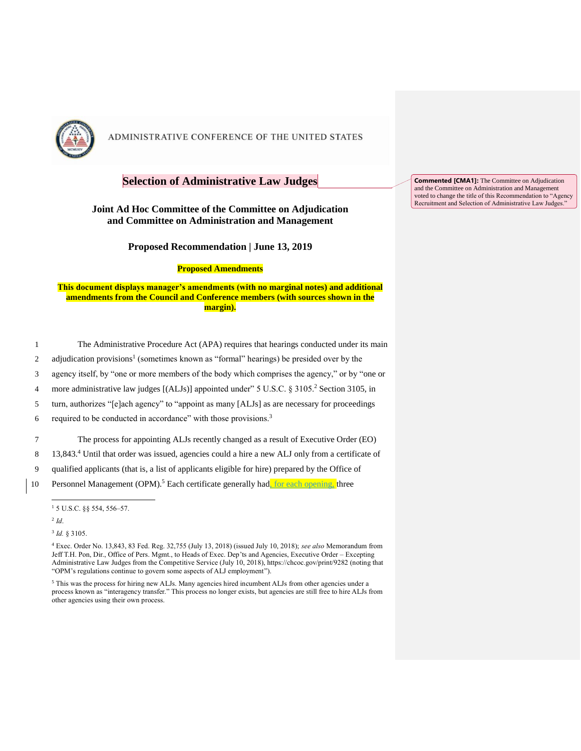ADMINISTRATIVE CONFERENCE OF THE UNITED STATES

# Selection of Administrative Law Judges

**Commented [CMA1]:** The Committee on Adjudication and the Committee on Administration and Management voted to change the title of this Recommendation to "Agency Recruitment and Selection of Administrative Law Judges."

## Joint Ad Hoc Committee of the Committee on Adjudication and Committee on Administration and Management

### Proposed Recommendation | June 13, 2019

**Proposed Amendments**

**This document displays manager's amendments (with no marginal notes) and additional amendments from the Council and Conference members (with sources shown in the margin).**

1 The Administrative Procedure Act (APA) requires that hearings conducted under its main
2 adjudication provisions[1] (sometimes known as "formal" hearings) be presided over by the
3 agency itself, by "one or more members of the body which comprises the agency," or by "one or
4 more administrative law judges [(ALJs)] appointed under" 5 U.S.C. § 3105.[2] Section 3105, in
5 turn, authorizes "[e]ach agency" to "appoint as many [ALJs] as are necessary for proceedings
6 required to be conducted in accordance" with those provisions.[3]

7 The process for appointing ALJs recently changed as a result of Executive Order (EO)
8 13,843.[4] Until that order was issued, agencies could a hire a new ALJ only from a certificate of
9 qualified applicants (that is, a list of applicants eligible for hire) prepared by the Office of
10 Personnel Management (OPM).[5] Each certificate generally had, for each opening, three

---

[1] 5 U.S.C. §§ 554, 556–57.

[2] *Id*.

[3] *Id.* § 3105.

[4] Exec. Order No. 13,843, 83 Fed. Reg. 32,755 (July 13, 2018) (issued July 10, 2018); *see also* Memorandum from Jeff T.H. Pon, Dir., Office of Pers. Mgmt., to Heads of Exec. Dep'ts and Agencies, Executive Order – Excepting Administrative Law Judges from the Competitive Service (July 10, 2018), https://chcoc.gov/print/9282 (noting that "OPM's regulations continue to govern some aspects of ALJ employment").

[5] This was the process for hiring new ALJs. Many agencies hired incumbent ALJs from other agencies under a process known as "interagency transfer." This process no longer exists, but agencies are still free to hire ALJs from other agencies using their own process.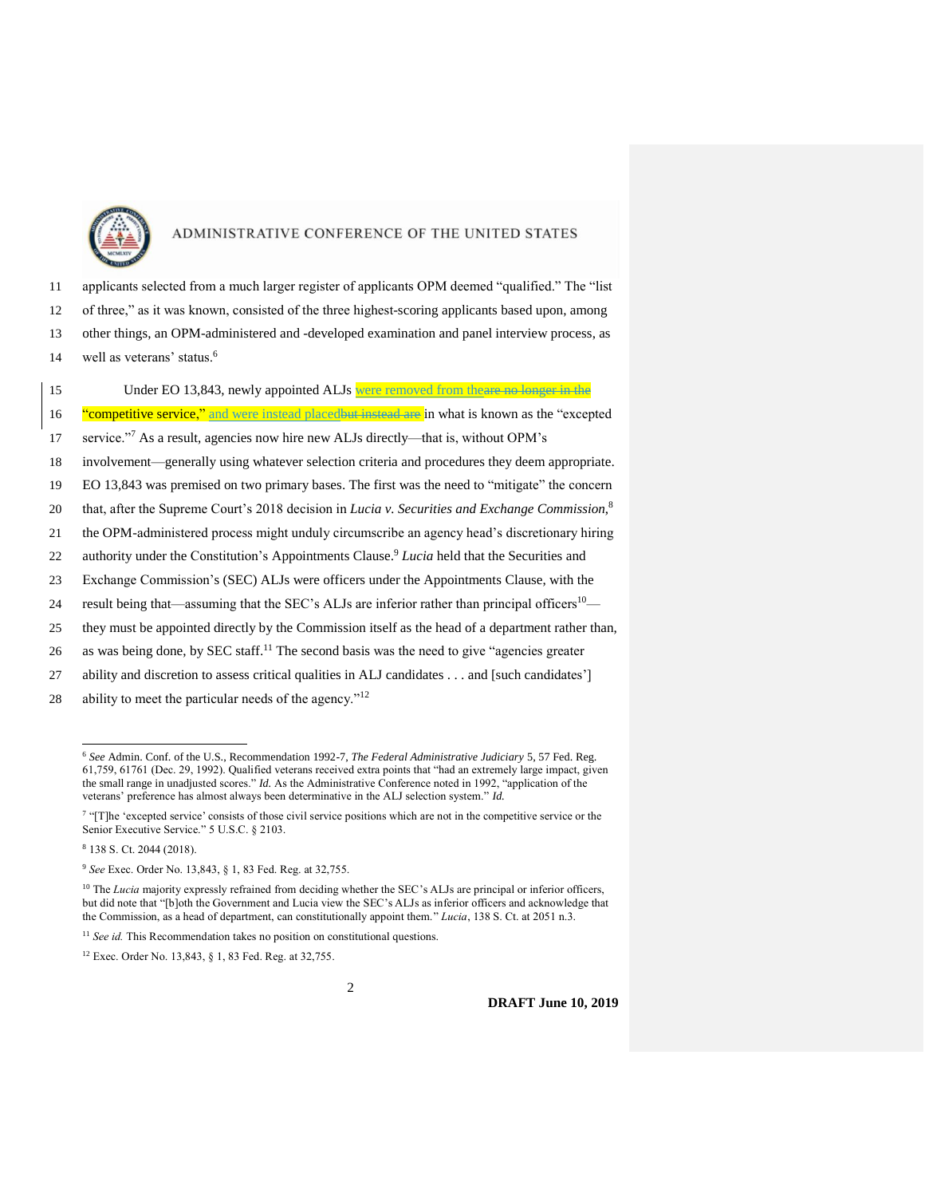applicants selected from a much larger register of applicants OPM deemed "qualified." The "list of three," as it was known, consisted of the three highest-scoring applicants based upon, among other things, an OPM-administered and -developed examination and panel interview process, as well as veterans' status.[6]

Under EO 13,843, newly appointed ALJs were removed from the~~are no longer in the~~ "competitive service," and were instead placed~~but instead are~~ in what is known as the "excepted service."[7] As a result, agencies now hire new ALJs directly—that is, without OPM's involvement—generally using whatever selection criteria and procedures they deem appropriate. EO 13,843 was premised on two primary bases. The first was the need to "mitigate" the concern that, after the Supreme Court's 2018 decision in *Lucia v. Securities and Exchange Commission*,[8] the OPM-administered process might unduly circumscribe an agency head's discretionary hiring authority under the Constitution's Appointments Clause.[9] *Lucia* held that the Securities and Exchange Commission's (SEC) ALJs were officers under the Appointments Clause, with the result being that—assuming that the SEC's ALJs are inferior rather than principal officers[10]—they must be appointed directly by the Commission itself as the head of a department rather than, as was being done, by SEC staff.[11] The second basis was the need to give "agencies greater ability and discretion to assess critical qualities in ALJ candidates . . . and [such candidates'] ability to meet the particular needs of the agency."[12]

---

[6] *See* Admin. Conf. of the U.S., Recommendation 1992-7, *The Federal Administrative Judiciary* 5, 57 Fed. Reg. 61,759, 61761 (Dec. 29, 1992). Qualified veterans received extra points that "had an extremely large impact, given the small range in unadjusted scores." *Id.* As the Administrative Conference noted in 1992, "application of the veterans' preference has almost always been determinative in the ALJ selection system." *Id.*

[7] "[T]he 'excepted service' consists of those civil service positions which are not in the competitive service or the Senior Executive Service." 5 U.S.C. § 2103.

[8] 138 S. Ct. 2044 (2018).

[9] *See* Exec. Order No. 13,843, § 1, 83 Fed. Reg. at 32,755.

[10] The *Lucia* majority expressly refrained from deciding whether the SEC's ALJs are principal or inferior officers, but did note that "[b]oth the Government and Lucia view the SEC's ALJs as inferior officers and acknowledge that the Commission, as a head of department, can constitutionally appoint them." *Lucia*, 138 S. Ct. at 2051 n.3.

[11] *See id.* This Recommendation takes no position on constitutional questions.

[12] Exec. Order No. 13,843, § 1, 83 Fed. Reg. at 32,755.

**DRAFT June 10, 2019**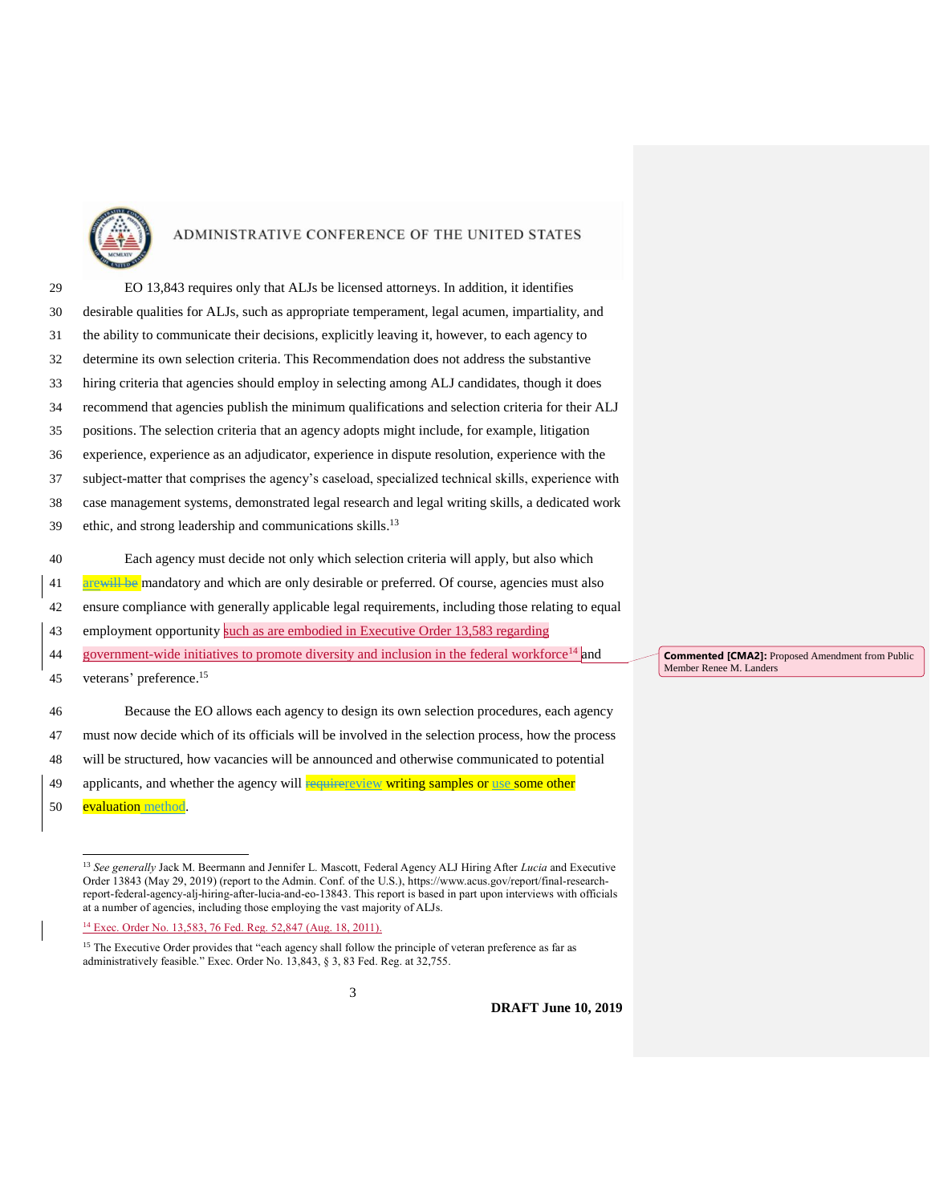EO 13,843 requires only that ALJs be licensed attorneys. In addition, it identifies desirable qualities for ALJs, such as appropriate temperament, legal acumen, impartiality, and the ability to communicate their decisions, explicitly leaving it, however, to each agency to determine its own selection criteria. This Recommendation does not address the substantive hiring criteria that agencies should employ in selecting among ALJ candidates, though it does recommend that agencies publish the minimum qualifications and selection criteria for their ALJ positions. The selection criteria that an agency adopts might include, for example, litigation experience, experience as an adjudicator, experience in dispute resolution, experience with the subject-matter that comprises the agency's caseload, specialized technical skills, experience with case management systems, demonstrated legal research and legal writing skills, a dedicated work ethic, and strong leadership and communications skills.[13]

Each agency must decide not only which selection criteria will apply, but also which are~~will be~~ mandatory and which are only desirable or preferred. Of course, agencies must also ensure compliance with generally applicable legal requirements, including those relating to equal employment opportunity such as are embodied in Executive Order 13,583 regarding government-wide initiatives to promote diversity and inclusion in the federal workforce[14] and veterans' preference.[15]

Because the EO allows each agency to design its own selection procedures, each agency must now decide which of its officials will be involved in the selection process, how the process will be structured, how vacancies will be announced and otherwise communicated to potential applicants, and whether the agency will ~~require~~review writing samples or use some other evaluation method.

**Commented [CMA2]:** Proposed Amendment from Public Member Renee M. Landers

[13] *See generally* Jack M. Beermann and Jennifer L. Mascott, Federal Agency ALJ Hiring After *Lucia* and Executive Order 13843 (May 29, 2019) (report to the Admin. Conf. of the U.S.), https://www.acus.gov/report/final-research-report-federal-agency-alj-hiring-after-lucia-and-eo-13843. This report is based in part upon interviews with officials at a number of agencies, including those employing the vast majority of ALJs.

[14] Exec. Order No. 13,583, 76 Fed. Reg. 52,847 (Aug. 18, 2011).

[15] The Executive Order provides that "each agency shall follow the principle of veteran preference as far as administratively feasible." Exec. Order No. 13,843, § 3, 83 Fed. Reg. at 32,755.

**DRAFT June 10, 2019**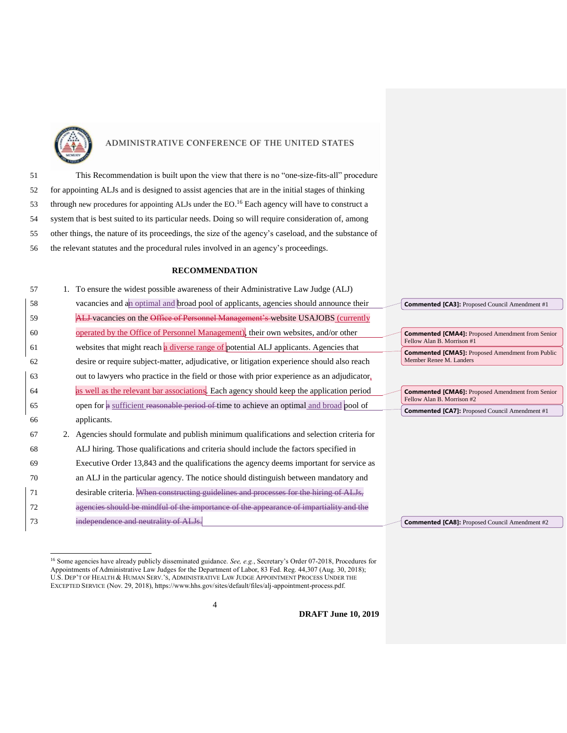This Recommendation is built upon the view that there is no "one-size-fits-all" procedure for appointing ALJs and is designed to assist agencies that are in the initial stages of thinking through new procedures for appointing ALJs under the EO.[16] Each agency will have to construct a system that is best suited to its particular needs. Doing so will require consideration of, among other things, the nature of its proceedings, the size of the agency's caseload, and the substance of the relevant statutes and the procedural rules involved in an agency's proceedings.

## RECOMMENDATION

1. To ensure the widest possible awareness of their Administrative Law Judge (ALJ) vacancies and an optimal and broad pool of applicants, agencies should announce their ~~ALJ~~ vacancies on the ~~Office of Personnel Management's~~ website USAJOBS (currently operated by the Office of Personnel Management), their own websites, and/or other websites that might reach a diverse range of potential ALJ applicants. Agencies that desire or require subject-matter, adjudicative, or litigation experience should also reach out to lawyers who practice in the field or those with prior experience as an adjudicator, as well as the relevant bar associations. Each agency should keep the application period open for ~~a~~ sufficient ~~reasonable period of~~ time to achieve an optimal and broad pool of applicants.

2. Agencies should formulate and publish minimum qualifications and selection criteria for ALJ hiring. Those qualifications and criteria should include the factors specified in Executive Order 13,843 and the qualifications the agency deems important for service as an ALJ in the particular agency. The notice should distinguish between mandatory and desirable criteria. ~~When constructing guidelines and processes for the hiring of ALJs, agencies should be mindful of the importance of the appearance of impartiality and the independence and neutrality of ALJs.~~

**Commented [CA3]:** Proposed Council Amendment #1

**Commented [CMA4]:** Proposed Amendment from Senior Fellow Alan B. Morrison #1

**Commented [CMA5]:** Proposed Amendment from Public Member Renee M. Landers

**Commented [CMA6]:** Proposed Amendment from Senior Fellow Alan B. Morrison #2

**Commented [CA7]:** Proposed Council Amendment #1

**Commented [CA8]:** Proposed Council Amendment #2

---

[16] Some agencies have already publicly disseminated guidance. *See, e.g.*, Secretary's Order 07-2018, Procedures for Appointments of Administrative Law Judges for the Department of Labor, 83 Fed. Reg. 44,307 (Aug. 30, 2018); U.S. DEP'T OF HEALTH & HUMAN SERV.'S, ADMINISTRATIVE LAW JUDGE APPOINTMENT PROCESS UNDER THE EXCEPTED SERVICE (Nov. 29, 2018), https://www.hhs.gov/sites/default/files/alj-appointment-process.pdf.

**DRAFT June 10, 2019**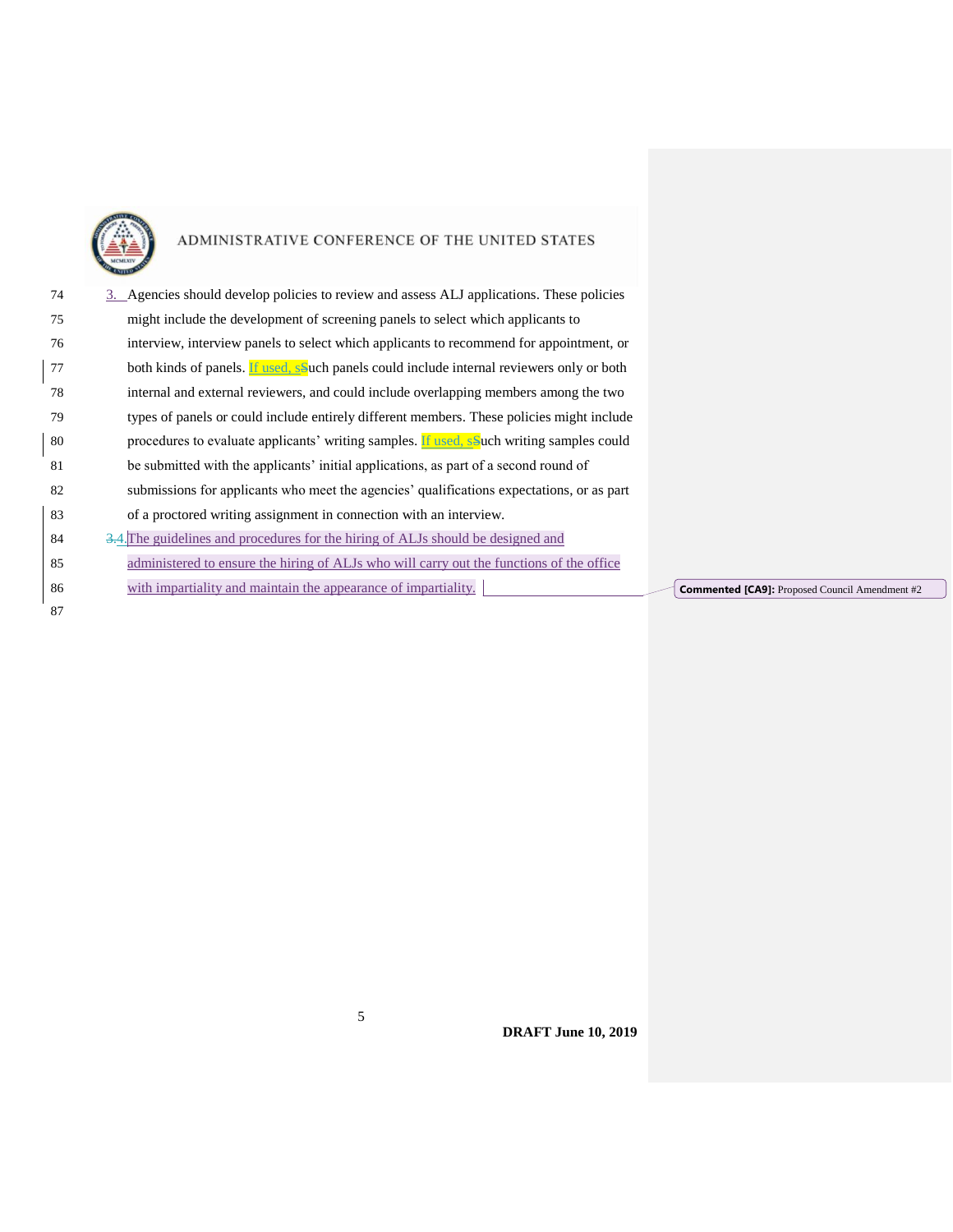3. Agencies should develop policies to review and assess ALJ applications. These policies might include the development of screening panels to select which applicants to interview, interview panels to select which applicants to recommend for appointment, or both kinds of panels. If used, sSuch panels could include internal reviewers only or both internal and external reviewers, and could include overlapping members among the two types of panels or could include entirely different members. These policies might include procedures to evaluate applicants' writing samples. If used, sSuch writing samples could be submitted with the applicants' initial applications, as part of a second round of submissions for applicants who meet the agencies' qualifications expectations, or as part of a proctored writing assignment in connection with an interview.

3.4. The guidelines and procedures for the hiring of ALJs should be designed and administered to ensure the hiring of ALJs who will carry out the functions of the office with impartiality and maintain the appearance of impartiality.

**Commented [CA9]:** Proposed Council Amendment #2